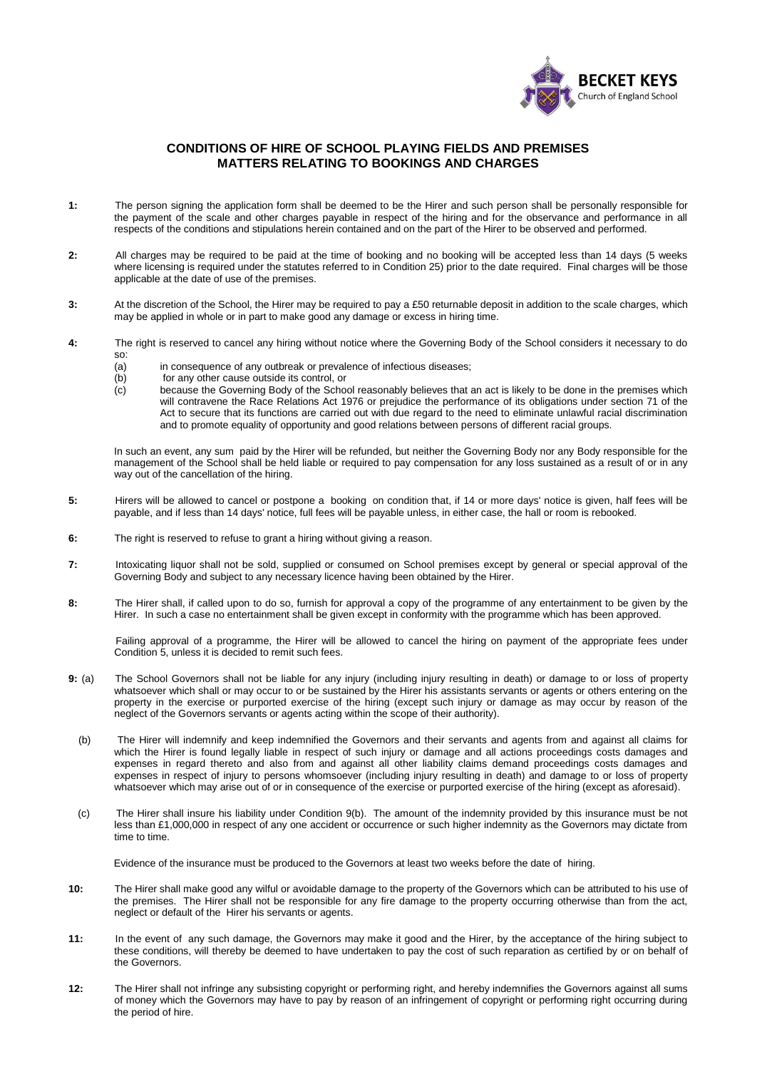BECKET KEYS
Church of England School

## CONDITIONS OF HIRE OF SCHOOL PLAYING FIELDS AND PREMISES
## MATTERS RELATING TO BOOKINGS AND CHARGES

**1:** The person signing the application form shall be deemed to be the Hirer and such person shall be personally responsible for the payment of the scale and other charges payable in respect of the hiring and for the observance and performance in all respects of the conditions and stipulations herein contained and on the part of the Hirer to be observed and performed.

**2:** All charges may be required to be paid at the time of booking and no booking will be accepted less than 14 days (5 weeks where licensing is required under the statutes referred to in Condition 25) prior to the date required. Final charges will be those applicable at the date of use of the premises.

**3:** At the discretion of the School, the Hirer may be required to pay a £50 returnable deposit in addition to the scale charges, which may be applied in whole or in part to make good any damage or excess in hiring time.

**4:** The right is reserved to cancel any hiring without notice where the Governing Body of the School considers it necessary to do so:

(a) in consequence of any outbreak or prevalence of infectious diseases;

(b) for any other cause outside its control, or

(c) because the Governing Body of the School reasonably believes that an act is likely to be done in the premises which will contravene the Race Relations Act 1976 or prejudice the performance of its obligations under section 71 of the Act to secure that its functions are carried out with due regard to the need to eliminate unlawful racial discrimination and to promote equality of opportunity and good relations between persons of different racial groups.

In such an event, any sum paid by the Hirer will be refunded, but neither the Governing Body nor any Body responsible for the management of the School shall be held liable or required to pay compensation for any loss sustained as a result of or in any way out of the cancellation of the hiring.

**5:** Hirers will be allowed to cancel or postpone a booking on condition that, if 14 or more days' notice is given, half fees will be payable, and if less than 14 days' notice, full fees will be payable unless, in either case, the hall or room is rebooked.

**6:** The right is reserved to refuse to grant a hiring without giving a reason.

**7:** Intoxicating liquor shall not be sold, supplied or consumed on School premises except by general or special approval of the Governing Body and subject to any necessary licence having been obtained by the Hirer.

**8:** The Hirer shall, if called upon to do so, furnish for approval a copy of the programme of any entertainment to be given by the Hirer. In such a case no entertainment shall be given except in conformity with the programme which has been approved.

Failing approval of a programme, the Hirer will be allowed to cancel the hiring on payment of the appropriate fees under Condition 5, unless it is decided to remit such fees.

**9:** (a) The School Governors shall not be liable for any injury (including injury resulting in death) or damage to or loss of property whatsoever which shall or may occur to or be sustained by the Hirer his assistants servants or agents or others entering on the property in the exercise or purported exercise of the hiring (except such injury or damage as may occur by reason of the neglect of the Governors servants or agents acting within the scope of their authority).

(b) The Hirer will indemnify and keep indemnified the Governors and their servants and agents from and against all claims for which the Hirer is found legally liable in respect of such injury or damage and all actions proceedings costs damages and expenses in regard thereto and also from and against all other liability claims demand proceedings costs damages and expenses in respect of injury to persons whomsoever (including injury resulting in death) and damage to or loss of property whatsoever which may arise out of or in consequence of the exercise or purported exercise of the hiring (except as aforesaid).

(c) The Hirer shall insure his liability under Condition 9(b). The amount of the indemnity provided by this insurance must be not less than £1,000,000 in respect of any one accident or occurrence or such higher indemnity as the Governors may dictate from time to time.

Evidence of the insurance must be produced to the Governors at least two weeks before the date of hiring.

**10:** The Hirer shall make good any wilful or avoidable damage to the property of the Governors which can be attributed to his use of the premises. The Hirer shall not be responsible for any fire damage to the property occurring otherwise than from the act, neglect or default of the Hirer his servants or agents.

**11:** In the event of any such damage, the Governors may make it good and the Hirer, by the acceptance of the hiring subject to these conditions, will thereby be deemed to have undertaken to pay the cost of such reparation as certified by or on behalf of the Governors.

**12:** The Hirer shall not infringe any subsisting copyright or performing right, and hereby indemnifies the Governors against all sums of money which the Governors may have to pay by reason of an infringement of copyright or performing right occurring during the period of hire.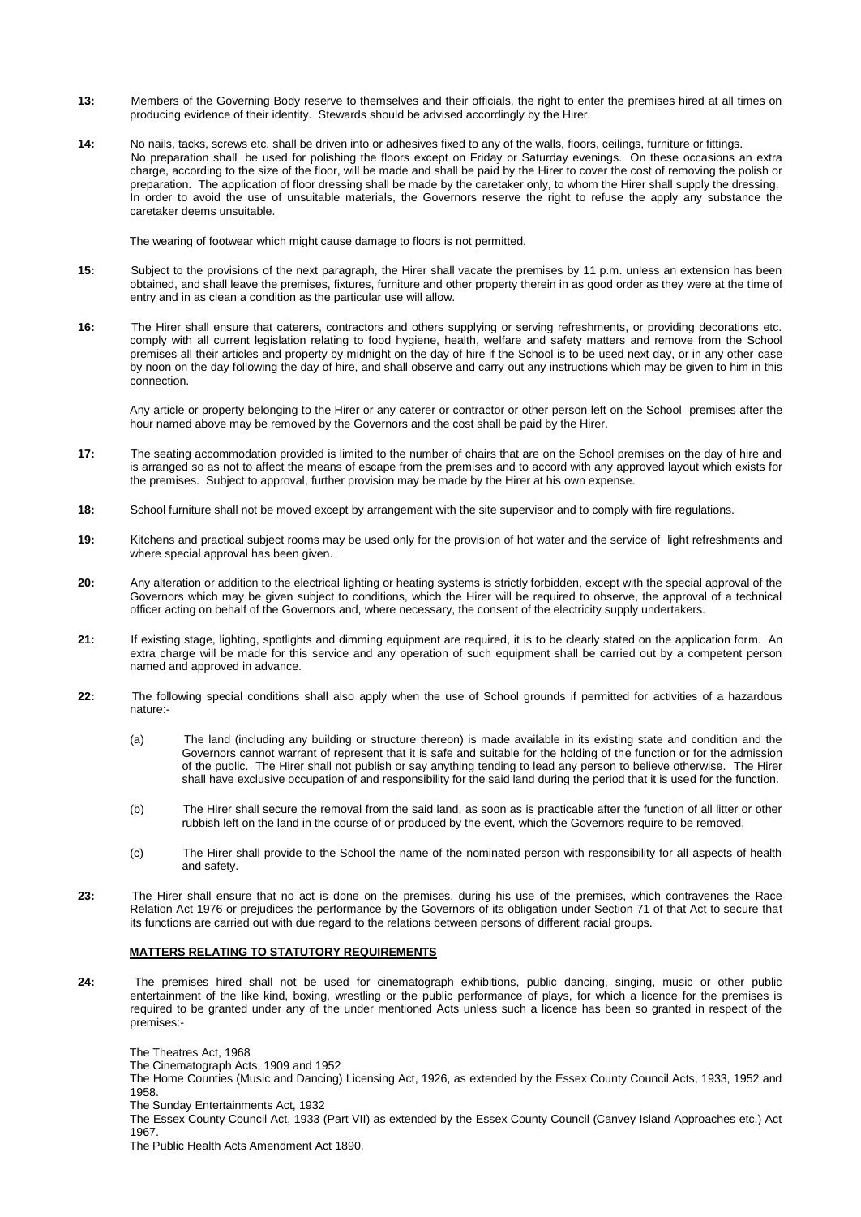**13:** Members of the Governing Body reserve to themselves and their officials, the right to enter the premises hired at all times on producing evidence of their identity. Stewards should be advised accordingly by the Hirer.

**14:** No nails, tacks, screws etc. shall be driven into or adhesives fixed to any of the walls, floors, ceilings, furniture or fittings. No preparation shall be used for polishing the floors except on Friday or Saturday evenings. On these occasions an extra charge, according to the size of the floor, will be made and shall be paid by the Hirer to cover the cost of removing the polish or preparation. The application of floor dressing shall be made by the caretaker only, to whom the Hirer shall supply the dressing. In order to avoid the use of unsuitable materials, the Governors reserve the right to refuse the apply any substance the caretaker deems unsuitable.

The wearing of footwear which might cause damage to floors is not permitted.

**15:** Subject to the provisions of the next paragraph, the Hirer shall vacate the premises by 11 p.m. unless an extension has been obtained, and shall leave the premises, fixtures, furniture and other property therein in as good order as they were at the time of entry and in as clean a condition as the particular use will allow.

**16:** The Hirer shall ensure that caterers, contractors and others supplying or serving refreshments, or providing decorations etc. comply with all current legislation relating to food hygiene, health, welfare and safety matters and remove from the School premises all their articles and property by midnight on the day of hire if the School is to be used next day, or in any other case by noon on the day following the day of hire, and shall observe and carry out any instructions which may be given to him in this connection.

Any article or property belonging to the Hirer or any caterer or contractor or other person left on the School premises after the hour named above may be removed by the Governors and the cost shall be paid by the Hirer.

**17:** The seating accommodation provided is limited to the number of chairs that are on the School premises on the day of hire and is arranged so as not to affect the means of escape from the premises and to accord with any approved layout which exists for the premises. Subject to approval, further provision may be made by the Hirer at his own expense.

**18:** School furniture shall not be moved except by arrangement with the site supervisor and to comply with fire regulations.

**19:** Kitchens and practical subject rooms may be used only for the provision of hot water and the service of light refreshments and where special approval has been given.

**20:** Any alteration or addition to the electrical lighting or heating systems is strictly forbidden, except with the special approval of the Governors which may be given subject to conditions, which the Hirer will be required to observe, the approval of a technical officer acting on behalf of the Governors and, where necessary, the consent of the electricity supply undertakers.

**21:** If existing stage, lighting, spotlights and dimming equipment are required, it is to be clearly stated on the application form. An extra charge will be made for this service and any operation of such equipment shall be carried out by a competent person named and approved in advance.

**22:** The following special conditions shall also apply when the use of School grounds if permitted for activities of a hazardous nature:-

(a) The land (including any building or structure thereon) is made available in its existing state and condition and the Governors cannot warrant of represent that it is safe and suitable for the holding of the function or for the admission of the public. The Hirer shall not publish or say anything tending to lead any person to believe otherwise. The Hirer shall have exclusive occupation of and responsibility for the said land during the period that it is used for the function.

(b) The Hirer shall secure the removal from the said land, as soon as is practicable after the function of all litter or other rubbish left on the land in the course of or produced by the event, which the Governors require to be removed.

(c) The Hirer shall provide to the School the name of the nominated person with responsibility for all aspects of health and safety.

**23:** The Hirer shall ensure that no act is done on the premises, during his use of the premises, which contravenes the Race Relation Act 1976 or prejudices the performance by the Governors of its obligation under Section 71 of that Act to secure that its functions are carried out with due regard to the relations between persons of different racial groups.

## MATTERS RELATING TO STATUTORY REQUIREMENTS

**24:** The premises hired shall not be used for cinematograph exhibitions, public dancing, singing, music or other public entertainment of the like kind, boxing, wrestling or the public performance of plays, for which a licence for the premises is required to be granted under any of the under mentioned Acts unless such a licence has been so granted in respect of the premises:-

The Theatres Act, 1968
The Cinematograph Acts, 1909 and 1952
The Home Counties (Music and Dancing) Licensing Act, 1926, as extended by the Essex County Council Acts, 1933, 1952 and 1958.
The Sunday Entertainments Act, 1932
The Essex County Council Act, 1933 (Part VII) as extended by the Essex County Council (Canvey Island Approaches etc.) Act 1967.
The Public Health Acts Amendment Act 1890.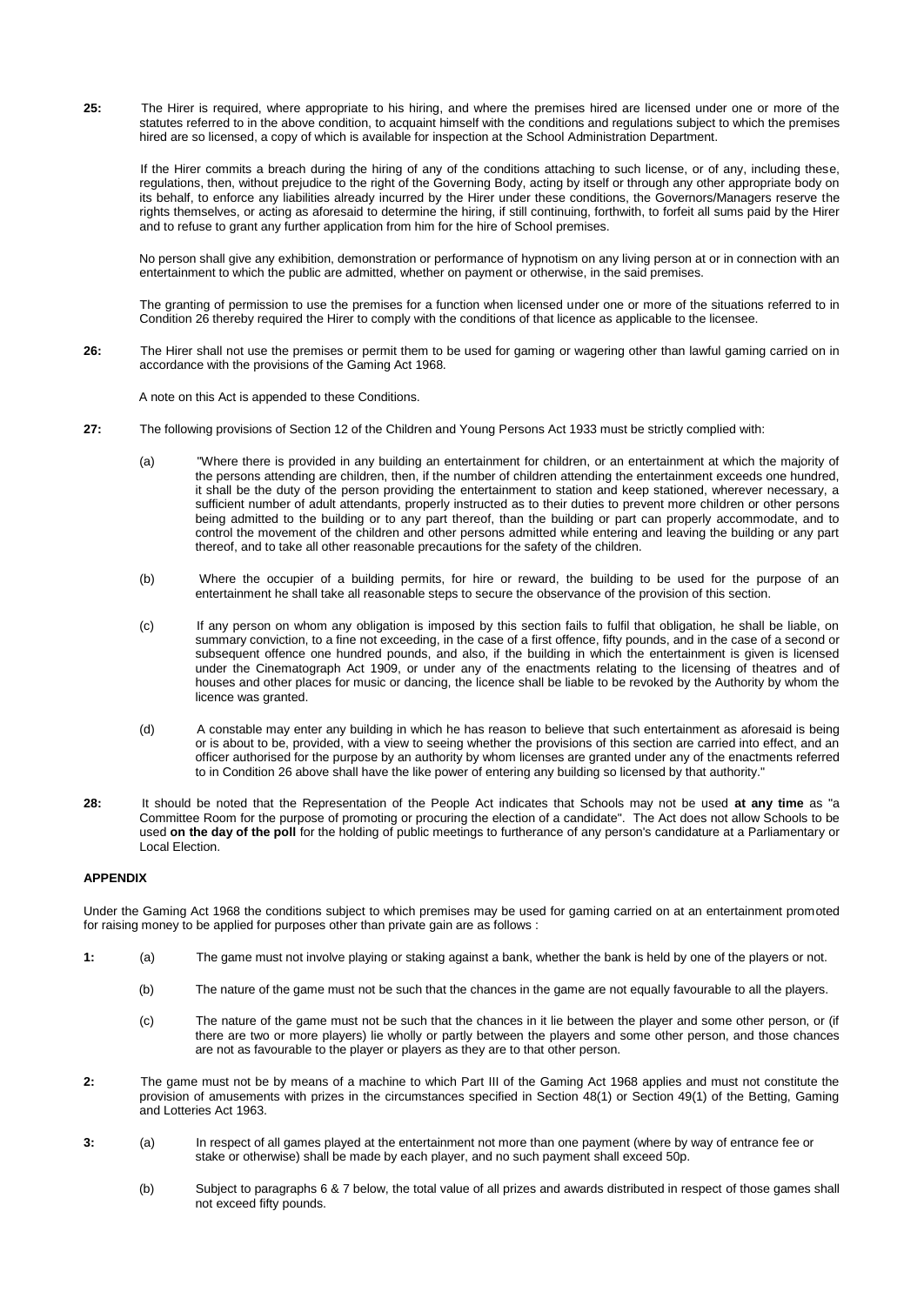**25:** The Hirer is required, where appropriate to his hiring, and where the premises hired are licensed under one or more of the statutes referred to in the above condition, to acquaint himself with the conditions and regulations subject to which the premises hired are so licensed, a copy of which is available for inspection at the School Administration Department.

If the Hirer commits a breach during the hiring of any of the conditions attaching to such license, or of any, including these, regulations, then, without prejudice to the right of the Governing Body, acting by itself or through any other appropriate body on its behalf, to enforce any liabilities already incurred by the Hirer under these conditions, the Governors/Managers reserve the rights themselves, or acting as aforesaid to determine the hiring, if still continuing, forthwith, to forfeit all sums paid by the Hirer and to refuse to grant any further application from him for the hire of School premises.

No person shall give any exhibition, demonstration or performance of hypnotism on any living person at or in connection with an entertainment to which the public are admitted, whether on payment or otherwise, in the said premises.

The granting of permission to use the premises for a function when licensed under one or more of the situations referred to in Condition 26 thereby required the Hirer to comply with the conditions of that licence as applicable to the licensee.

**26:** The Hirer shall not use the premises or permit them to be used for gaming or wagering other than lawful gaming carried on in accordance with the provisions of the Gaming Act 1968.

A note on this Act is appended to these Conditions.

**27:** The following provisions of Section 12 of the Children and Young Persons Act 1933 must be strictly complied with:

(a) "Where there is provided in any building an entertainment for children, or an entertainment at which the majority of the persons attending are children, then, if the number of children attending the entertainment exceeds one hundred, it shall be the duty of the person providing the entertainment to station and keep stationed, wherever necessary, a sufficient number of adult attendants, properly instructed as to their duties to prevent more children or other persons being admitted to the building or to any part thereof, than the building or part can properly accommodate, and to control the movement of the children and other persons admitted while entering and leaving the building or any part thereof, and to take all other reasonable precautions for the safety of the children.

(b) Where the occupier of a building permits, for hire or reward, the building to be used for the purpose of an entertainment he shall take all reasonable steps to secure the observance of the provision of this section.

(c) If any person on whom any obligation is imposed by this section fails to fulfil that obligation, he shall be liable, on summary conviction, to a fine not exceeding, in the case of a first offence, fifty pounds, and in the case of a second or subsequent offence one hundred pounds, and also, if the building in which the entertainment is given is licensed under the Cinematograph Act 1909, or under any of the enactments relating to the licensing of theatres and of houses and other places for music or dancing, the licence shall be liable to be revoked by the Authority by whom the licence was granted.

(d) A constable may enter any building in which he has reason to believe that such entertainment as aforesaid is being or is about to be, provided, with a view to seeing whether the provisions of this section are carried into effect, and an officer authorised for the purpose by an authority by whom licenses are granted under any of the enactments referred to in Condition 26 above shall have the like power of entering any building so licensed by that authority."

**28:** It should be noted that the Representation of the People Act indicates that Schools may not be used **at any time** as "a Committee Room for the purpose of promoting or procuring the election of a candidate". The Act does not allow Schools to be used **on the day of the poll** for the holding of public meetings to furtherance of any person's candidature at a Parliamentary or Local Election.

**APPENDIX**

Under the Gaming Act 1968 the conditions subject to which premises may be used for gaming carried on at an entertainment promoted for raising money to be applied for purposes other than private gain are as follows :

**1:** (a) The game must not involve playing or staking against a bank, whether the bank is held by one of the players or not.

(b) The nature of the game must not be such that the chances in the game are not equally favourable to all the players.

(c) The nature of the game must not be such that the chances in it lie between the player and some other person, or (if there are two or more players) lie wholly or partly between the players and some other person, and those chances are not as favourable to the player or players as they are to that other person.

**2:** The game must not be by means of a machine to which Part III of the Gaming Act 1968 applies and must not constitute the provision of amusements with prizes in the circumstances specified in Section 48(1) or Section 49(1) of the Betting, Gaming and Lotteries Act 1963.

**3:** (a) In respect of all games played at the entertainment not more than one payment (where by way of entrance fee or stake or otherwise) shall be made by each player, and no such payment shall exceed 50p.

(b) Subject to paragraphs 6 & 7 below, the total value of all prizes and awards distributed in respect of those games shall not exceed fifty pounds.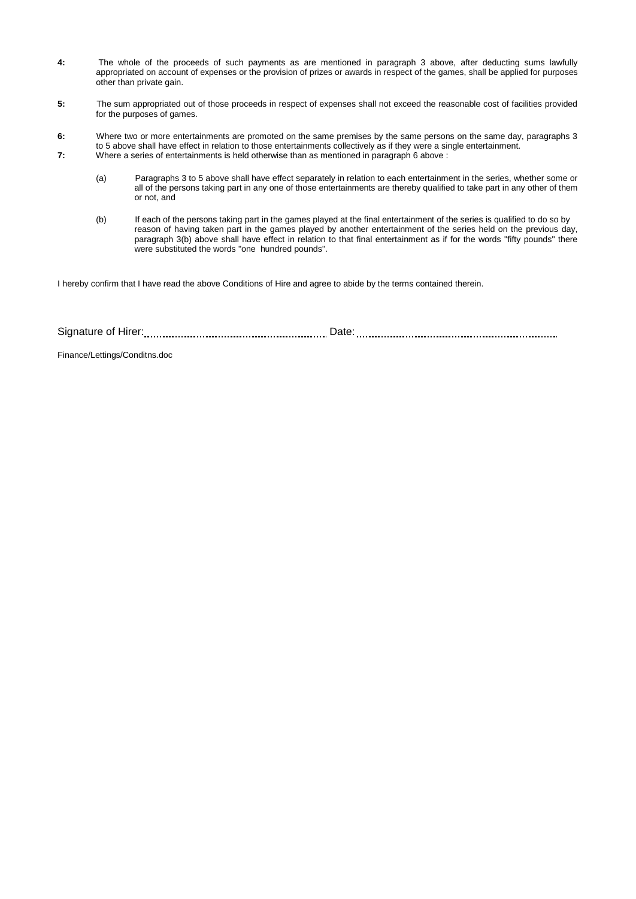**4:** The whole of the proceeds of such payments as are mentioned in paragraph 3 above, after deducting sums lawfully appropriated on account of expenses or the provision of prizes or awards in respect of the games, shall be applied for purposes other than private gain.

**5:** The sum appropriated out of those proceeds in respect of expenses shall not exceed the reasonable cost of facilities provided for the purposes of games.

**6:** Where two or more entertainments are promoted on the same premises by the same persons on the same day, paragraphs 3 to 5 above shall have effect in relation to those entertainments collectively as if they were a single entertainment.

**7:** Where a series of entertainments is held otherwise than as mentioned in paragraph 6 above :

(a) Paragraphs 3 to 5 above shall have effect separately in relation to each entertainment in the series, whether some or all of the persons taking part in any one of those entertainments are thereby qualified to take part in any other of them or not, and

(b) If each of the persons taking part in the games played at the final entertainment of the series is qualified to do so by reason of having taken part in the games played by another entertainment of the series held on the previous day, paragraph 3(b) above shall have effect in relation to that final entertainment as if for the words "fifty pounds" there were substituted the words "one hundred pounds".

I hereby confirm that I have read the above Conditions of Hire and agree to abide by the terms contained therein.

Signature of Hirer:.................................................... Date: ....................................................

Finance/Lettings/Conditns.doc